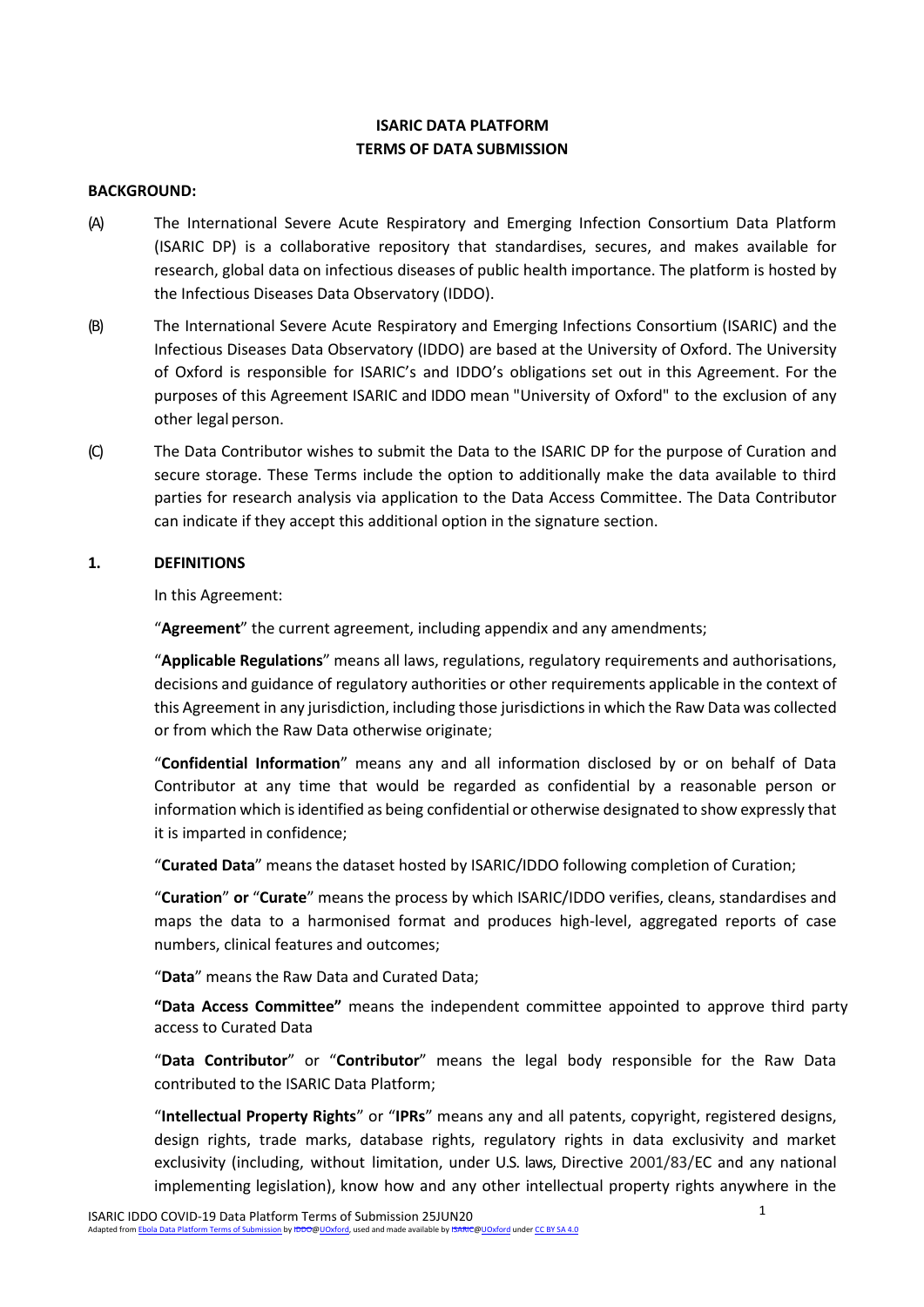**ISARIC DATA PLATFORM**
**TERMS OF DATA SUBMISSION**

**BACKGROUND:**

(A) The International Severe Acute Respiratory and Emerging Infection Consortium Data Platform (ISARIC DP) is a collaborative repository that standardises, secures, and makes available for research, global data on infectious diseases of public health importance. The platform is hosted by the Infectious Diseases Data Observatory (IDDO).

(B) The International Severe Acute Respiratory and Emerging Infections Consortium (ISARIC) and the Infectious Diseases Data Observatory (IDDO) are based at the University of Oxford. The University of Oxford is responsible for ISARIC's and IDDO's obligations set out in this Agreement. For the purposes of this Agreement ISARIC and IDDO mean "University of Oxford" to the exclusion of any other legal person.

(C) The Data Contributor wishes to submit the Data to the ISARIC DP for the purpose of Curation and secure storage. These Terms include the option to additionally make the data available to third parties for research analysis via application to the Data Access Committee. The Data Contributor can indicate if they accept this additional option in the signature section.

## 1. DEFINITIONS

In this Agreement:

"**Agreement**" the current agreement, including appendix and any amendments;

"**Applicable Regulations**" means all laws, regulations, regulatory requirements and authorisations, decisions and guidance of regulatory authorities or other requirements applicable in the context of this Agreement in any jurisdiction, including those jurisdictions in which the Raw Data was collected or from which the Raw Data otherwise originate;

"**Confidential Information**" means any and all information disclosed by or on behalf of Data Contributor at any time that would be regarded as confidential by a reasonable person or information which is identified as being confidential or otherwise designated to show expressly that it is imparted in confidence;

"**Curated Data**" means the dataset hosted by ISARIC/IDDO following completion of Curation;

"**Curation**" **or** "**Curate**" means the process by which ISARIC/IDDO verifies, cleans, standardises and maps the data to a harmonised format and produces high-level, aggregated reports of case numbers, clinical features and outcomes;

"**Data**" means the Raw Data and Curated Data;

**"Data Access Committee"** means the independent committee appointed to approve third party access to Curated Data

"**Data Contributor**" or "**Contributor**" means the legal body responsible for the Raw Data contributed to the ISARIC Data Platform;

"**Intellectual Property Rights**" or "**IPRs**" means any and all patents, copyright, registered designs, design rights, trade marks, database rights, regulatory rights in data exclusivity and market exclusivity (including, without limitation, under U.S. laws, Directive 2001/83/EC and any national implementing legislation), know how and any other intellectual property rights anywhere in the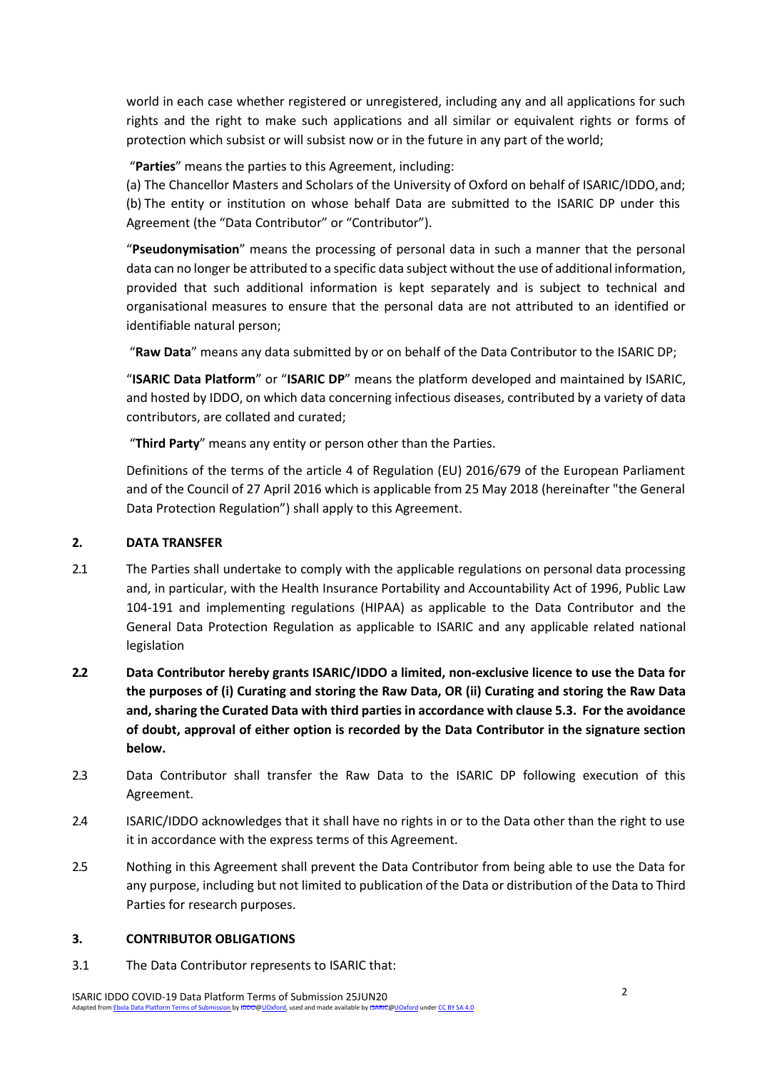world in each case whether registered or unregistered, including any and all applications for such rights and the right to make such applications and all similar or equivalent rights or forms of protection which subsist or will subsist now or in the future in any part of the world;

"**Parties**" means the parties to this Agreement, including:

(a) The Chancellor Masters and Scholars of the University of Oxford on behalf of ISARIC/IDDO, and;
(b) The entity or institution on whose behalf Data are submitted to the ISARIC DP under this Agreement (the "Data Contributor" or "Contributor").

"**Pseudonymisation**" means the processing of personal data in such a manner that the personal data can no longer be attributed to a specific data subject without the use of additional information, provided that such additional information is kept separately and is subject to technical and organisational measures to ensure that the personal data are not attributed to an identified or identifiable natural person;

"**Raw Data**" means any data submitted by or on behalf of the Data Contributor to the ISARIC DP;

"**ISARIC Data Platform**" or "**ISARIC DP**" means the platform developed and maintained by ISARIC, and hosted by IDDO, on which data concerning infectious diseases, contributed by a variety of data contributors, are collated and curated;

"**Third Party**" means any entity or person other than the Parties.

Definitions of the terms of the article 4 of Regulation (EU) 2016/679 of the European Parliament and of the Council of 27 April 2016 which is applicable from 25 May 2018 (hereinafter "the General Data Protection Regulation") shall apply to this Agreement.

## 2. DATA TRANSFER

2.1 The Parties shall undertake to comply with the applicable regulations on personal data processing and, in particular, with the Health Insurance Portability and Accountability Act of 1996, Public Law 104-191 and implementing regulations (HIPAA) as applicable to the Data Contributor and the General Data Protection Regulation as applicable to ISARIC and any applicable related national legislation

**2.2 Data Contributor hereby grants ISARIC/IDDO a limited, non-exclusive licence to use the Data for the purposes of (i) Curating and storing the Raw Data, OR (ii) Curating and storing the Raw Data and, sharing the Curated Data with third parties in accordance with clause 5.3. For the avoidance of doubt, approval of either option is recorded by the Data Contributor in the signature section below.**

2.3 Data Contributor shall transfer the Raw Data to the ISARIC DP following execution of this Agreement.

2.4 ISARIC/IDDO acknowledges that it shall have no rights in or to the Data other than the right to use it in accordance with the express terms of this Agreement.

2.5 Nothing in this Agreement shall prevent the Data Contributor from being able to use the Data for any purpose, including but not limited to publication of the Data or distribution of the Data to Third Parties for research purposes.

## 3. CONTRIBUTOR OBLIGATIONS

3.1 The Data Contributor represents to ISARIC that: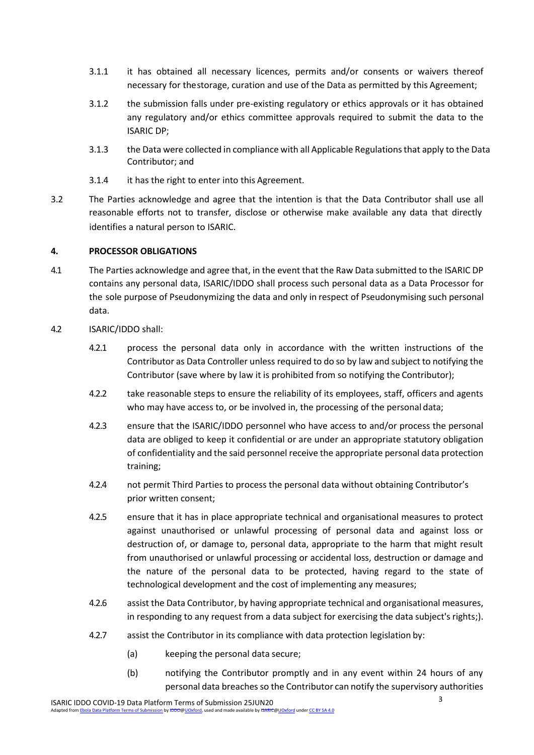3.1.1 it has obtained all necessary licences, permits and/or consents or waivers thereof necessary for thestorage, curation and use of the Data as permitted by this Agreement;

3.1.2 the submission falls under pre-existing regulatory or ethics approvals or it has obtained any regulatory and/or ethics committee approvals required to submit the data to the ISARIC DP;

3.1.3 the Data were collected in compliance with all Applicable Regulations that apply to the Data Contributor; and

3.1.4 it has the right to enter into this Agreement.

3.2 The Parties acknowledge and agree that the intention is that the Data Contributor shall use all reasonable efforts not to transfer, disclose or otherwise make available any data that directly identifies a natural person to ISARIC.

**4. PROCESSOR OBLIGATIONS**

4.1 The Parties acknowledge and agree that, in the event that the Raw Data submitted to the ISARIC DP contains any personal data, ISARIC/IDDO shall process such personal data as a Data Processor for the sole purpose of Pseudonymizing the data and only in respect of Pseudonymising such personal data.

4.2 ISARIC/IDDO shall:

4.2.1 process the personal data only in accordance with the written instructions of the Contributor as Data Controller unless required to do so by law and subject to notifying the Contributor (save where by law it is prohibited from so notifying the Contributor);

4.2.2 take reasonable steps to ensure the reliability of its employees, staff, officers and agents who may have access to, or be involved in, the processing of the personal data;

4.2.3 ensure that the ISARIC/IDDO personnel who have access to and/or process the personal data are obliged to keep it confidential or are under an appropriate statutory obligation of confidentiality and the said personnel receive the appropriate personal data protection training;

4.2.4 not permit Third Parties to process the personal data without obtaining Contributor's prior written consent;

4.2.5 ensure that it has in place appropriate technical and organisational measures to protect against unauthorised or unlawful processing of personal data and against loss or destruction of, or damage to, personal data, appropriate to the harm that might result from unauthorised or unlawful processing or accidental loss, destruction or damage and the nature of the personal data to be protected, having regard to the state of technological development and the cost of implementing any measures;

4.2.6 assist the Data Contributor, by having appropriate technical and organisational measures, in responding to any request from a data subject for exercising the data subject's rights;).

4.2.7 assist the Contributor in its compliance with data protection legislation by:

(a) keeping the personal data secure;

(b) notifying the Contributor promptly and in any event within 24 hours of any personal data breaches so the Contributor can notify the supervisory authorities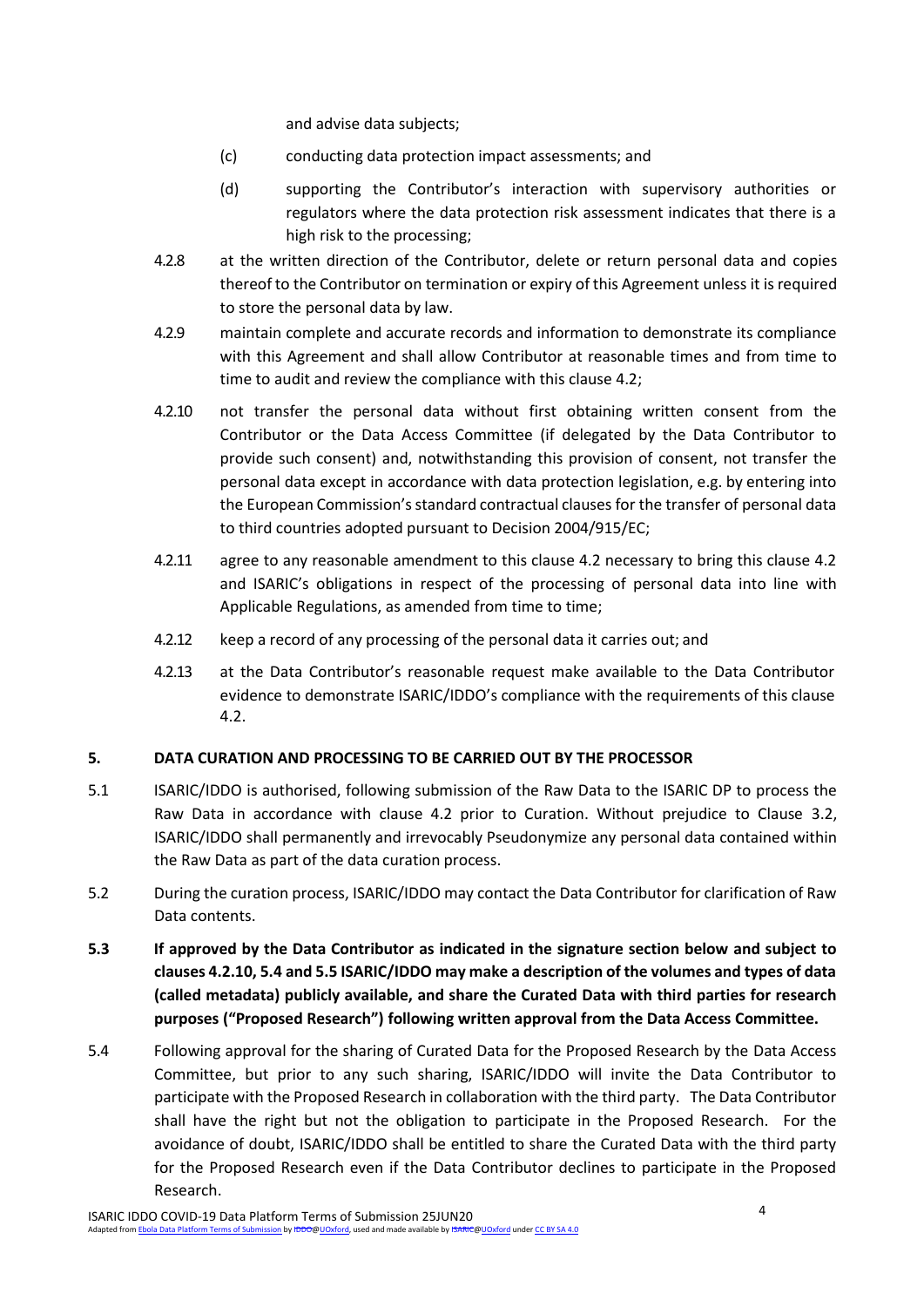and advise data subjects;

(c) conducting data protection impact assessments; and

(d) supporting the Contributor's interaction with supervisory authorities or regulators where the data protection risk assessment indicates that there is a high risk to the processing;

4.2.8 at the written direction of the Contributor, delete or return personal data and copies thereof to the Contributor on termination or expiry of this Agreement unless it is required to store the personal data by law.

4.2.9 maintain complete and accurate records and information to demonstrate its compliance with this Agreement and shall allow Contributor at reasonable times and from time to time to audit and review the compliance with this clause 4.2;

4.2.10 not transfer the personal data without first obtaining written consent from the Contributor or the Data Access Committee (if delegated by the Data Contributor to provide such consent) and, notwithstanding this provision of consent, not transfer the personal data except in accordance with data protection legislation, e.g. by entering into the European Commission's standard contractual clauses for the transfer of personal data to third countries adopted pursuant to Decision 2004/915/EC;

4.2.11 agree to any reasonable amendment to this clause 4.2 necessary to bring this clause 4.2 and ISARIC's obligations in respect of the processing of personal data into line with Applicable Regulations, as amended from time to time;

4.2.12 keep a record of any processing of the personal data it carries out; and

4.2.13 at the Data Contributor's reasonable request make available to the Data Contributor evidence to demonstrate ISARIC/IDDO's compliance with the requirements of this clause 4.2.

## 5. DATA CURATION AND PROCESSING TO BE CARRIED OUT BY THE PROCESSOR

5.1 ISARIC/IDDO is authorised, following submission of the Raw Data to the ISARIC DP to process the Raw Data in accordance with clause 4.2 prior to Curation. Without prejudice to Clause 3.2, ISARIC/IDDO shall permanently and irrevocably Pseudonymize any personal data contained within the Raw Data as part of the data curation process.

5.2 During the curation process, ISARIC/IDDO may contact the Data Contributor for clarification of Raw Data contents.

**5.3 If approved by the Data Contributor as indicated in the signature section below and subject to clauses 4.2.10, 5.4 and 5.5 ISARIC/IDDO may make a description of the volumes and types of data (called metadata) publicly available, and share the Curated Data with third parties for research purposes ("Proposed Research") following written approval from the Data Access Committee.**

5.4 Following approval for the sharing of Curated Data for the Proposed Research by the Data Access Committee, but prior to any such sharing, ISARIC/IDDO will invite the Data Contributor to participate with the Proposed Research in collaboration with the third party. The Data Contributor shall have the right but not the obligation to participate in the Proposed Research. For the avoidance of doubt, ISARIC/IDDO shall be entitled to share the Curated Data with the third party for the Proposed Research even if the Data Contributor declines to participate in the Proposed Research.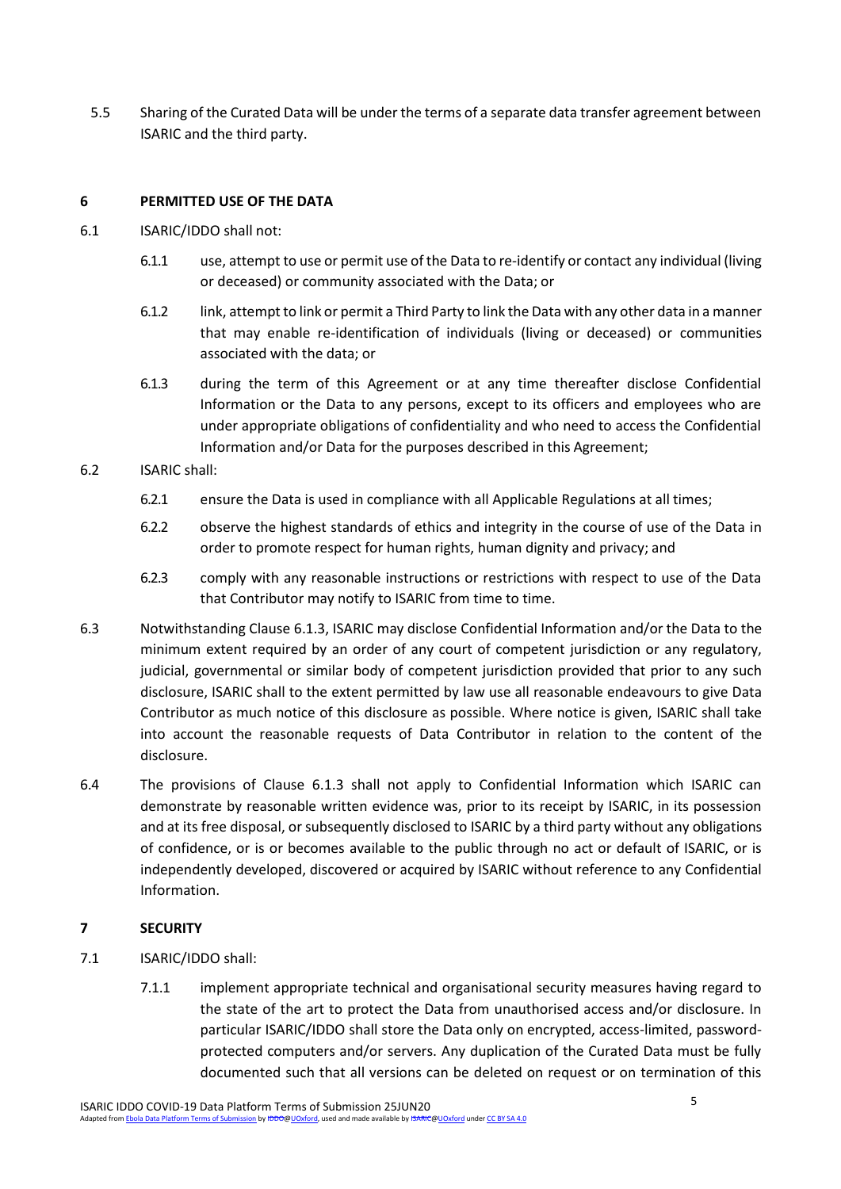5.5 Sharing of the Curated Data will be under the terms of a separate data transfer agreement between ISARIC and the third party.

## 6 PERMITTED USE OF THE DATA

6.1 ISARIC/IDDO shall not:

6.1.1 use, attempt to use or permit use of the Data to re-identify or contact any individual (living or deceased) or community associated with the Data; or

6.1.2 link, attempt to link or permit a Third Party to link the Data with any other data in a manner that may enable re-identification of individuals (living or deceased) or communities associated with the data; or

6.1.3 during the term of this Agreement or at any time thereafter disclose Confidential Information or the Data to any persons, except to its officers and employees who are under appropriate obligations of confidentiality and who need to access the Confidential Information and/or Data for the purposes described in this Agreement;

6.2 ISARIC shall:

6.2.1 ensure the Data is used in compliance with all Applicable Regulations at all times;

6.2.2 observe the highest standards of ethics and integrity in the course of use of the Data in order to promote respect for human rights, human dignity and privacy; and

6.2.3 comply with any reasonable instructions or restrictions with respect to use of the Data that Contributor may notify to ISARIC from time to time.

6.3 Notwithstanding Clause 6.1.3, ISARIC may disclose Confidential Information and/or the Data to the minimum extent required by an order of any court of competent jurisdiction or any regulatory, judicial, governmental or similar body of competent jurisdiction provided that prior to any such disclosure, ISARIC shall to the extent permitted by law use all reasonable endeavours to give Data Contributor as much notice of this disclosure as possible. Where notice is given, ISARIC shall take into account the reasonable requests of Data Contributor in relation to the content of the disclosure.

6.4 The provisions of Clause 6.1.3 shall not apply to Confidential Information which ISARIC can demonstrate by reasonable written evidence was, prior to its receipt by ISARIC, in its possession and at its free disposal, or subsequently disclosed to ISARIC by a third party without any obligations of confidence, or is or becomes available to the public through no act or default of ISARIC, or is independently developed, discovered or acquired by ISARIC without reference to any Confidential Information.

## 7 SECURITY

7.1 ISARIC/IDDO shall:

7.1.1 implement appropriate technical and organisational security measures having regard to the state of the art to protect the Data from unauthorised access and/or disclosure. In particular ISARIC/IDDO shall store the Data only on encrypted, access-limited, password-protected computers and/or servers. Any duplication of the Curated Data must be fully documented such that all versions can be deleted on request or on termination of this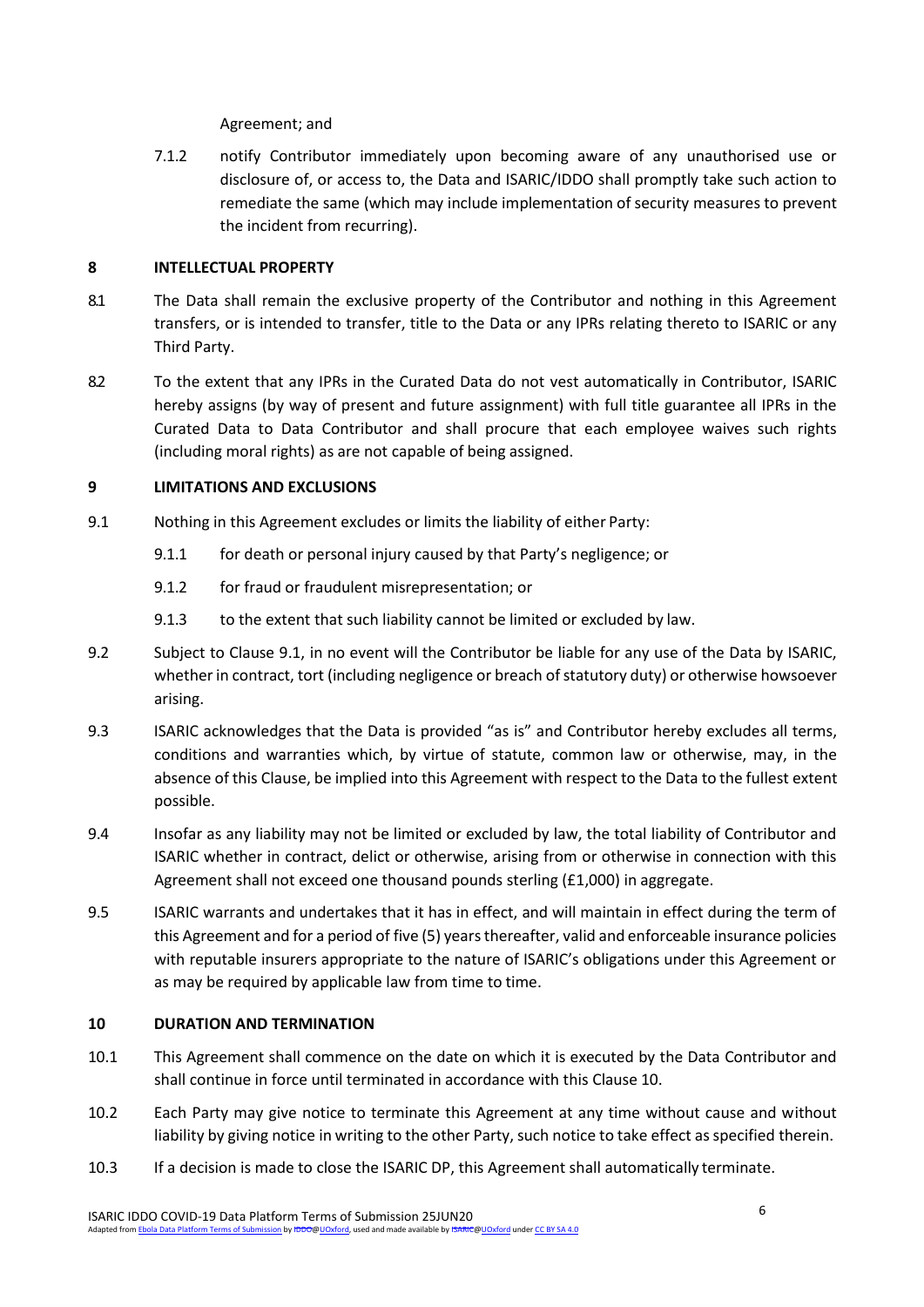Agreement; and

7.1.2 notify Contributor immediately upon becoming aware of any unauthorised use or disclosure of, or access to, the Data and ISARIC/IDDO shall promptly take such action to remediate the same (which may include implementation of security measures to prevent the incident from recurring).

## 8 INTELLECTUAL PROPERTY

8.1 The Data shall remain the exclusive property of the Contributor and nothing in this Agreement transfers, or is intended to transfer, title to the Data or any IPRs relating thereto to ISARIC or any Third Party.

8.2 To the extent that any IPRs in the Curated Data do not vest automatically in Contributor, ISARIC hereby assigns (by way of present and future assignment) with full title guarantee all IPRs in the Curated Data to Data Contributor and shall procure that each employee waives such rights (including moral rights) as are not capable of being assigned.

## 9 LIMITATIONS AND EXCLUSIONS

9.1 Nothing in this Agreement excludes or limits the liability of either Party:

9.1.1 for death or personal injury caused by that Party's negligence; or

9.1.2 for fraud or fraudulent misrepresentation; or

9.1.3 to the extent that such liability cannot be limited or excluded by law.

9.2 Subject to Clause 9.1, in no event will the Contributor be liable for any use of the Data by ISARIC, whether in contract, tort (including negligence or breach of statutory duty) or otherwise howsoever arising.

9.3 ISARIC acknowledges that the Data is provided "as is" and Contributor hereby excludes all terms, conditions and warranties which, by virtue of statute, common law or otherwise, may, in the absence of this Clause, be implied into this Agreement with respect to the Data to the fullest extent possible.

9.4 Insofar as any liability may not be limited or excluded by law, the total liability of Contributor and ISARIC whether in contract, delict or otherwise, arising from or otherwise in connection with this Agreement shall not exceed one thousand pounds sterling (£1,000) in aggregate.

9.5 ISARIC warrants and undertakes that it has in effect, and will maintain in effect during the term of this Agreement and for a period of five (5) years thereafter, valid and enforceable insurance policies with reputable insurers appropriate to the nature of ISARIC's obligations under this Agreement or as may be required by applicable law from time to time.

## 10 DURATION AND TERMINATION

10.1 This Agreement shall commence on the date on which it is executed by the Data Contributor and shall continue in force until terminated in accordance with this Clause 10.

10.2 Each Party may give notice to terminate this Agreement at any time without cause and without liability by giving notice in writing to the other Party, such notice to take effect as specified therein.

10.3 If a decision is made to close the ISARIC DP, this Agreement shall automatically terminate.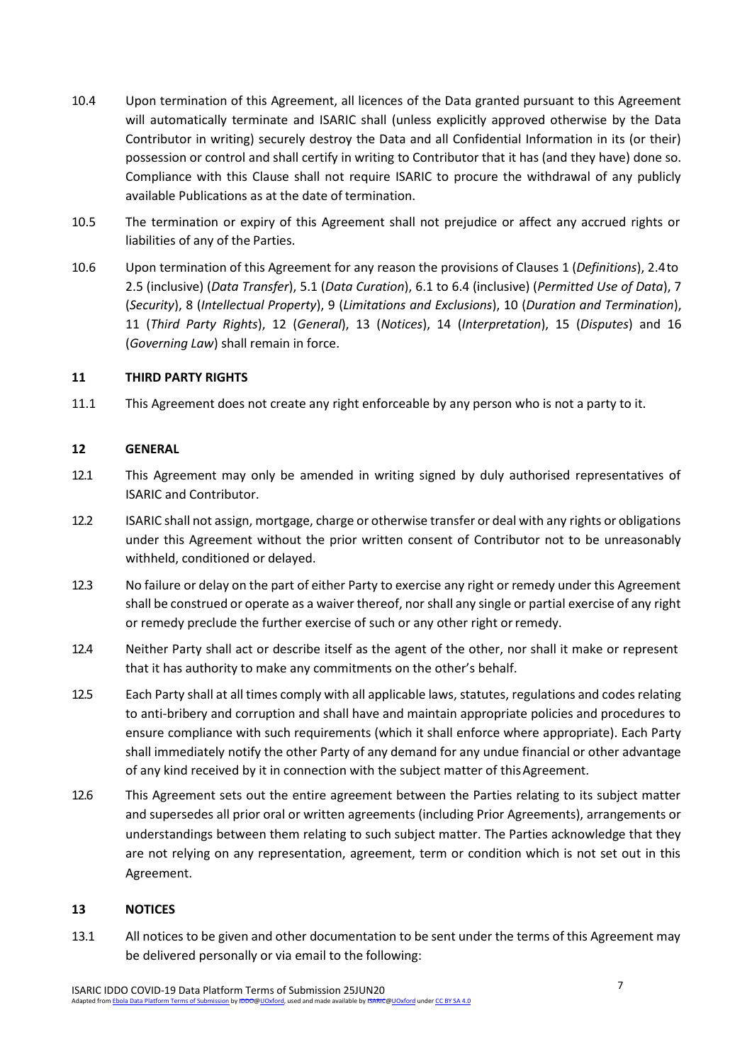10.4 Upon termination of this Agreement, all licences of the Data granted pursuant to this Agreement will automatically terminate and ISARIC shall (unless explicitly approved otherwise by the Data Contributor in writing) securely destroy the Data and all Confidential Information in its (or their) possession or control and shall certify in writing to Contributor that it has (and they have) done so. Compliance with this Clause shall not require ISARIC to procure the withdrawal of any publicly available Publications as at the date of termination.

10.5 The termination or expiry of this Agreement shall not prejudice or affect any accrued rights or liabilities of any of the Parties.

10.6 Upon termination of this Agreement for any reason the provisions of Clauses 1 (*Definitions*), 2.4 to 2.5 (inclusive) (*Data Transfer*), 5.1 (*Data Curation*), 6.1 to 6.4 (inclusive) (*Permitted Use of Data*), 7 (*Security*), 8 (*Intellectual Property*), 9 (*Limitations and Exclusions*), 10 (*Duration and Termination*), 11 (*Third Party Rights*), 12 (*General*), 13 (*Notices*), 14 (*Interpretation*), 15 (*Disputes*) and 16 (*Governing Law*) shall remain in force.

## 11 THIRD PARTY RIGHTS

11.1 This Agreement does not create any right enforceable by any person who is not a party to it.

## 12 GENERAL

12.1 This Agreement may only be amended in writing signed by duly authorised representatives of ISARIC and Contributor.

12.2 ISARIC shall not assign, mortgage, charge or otherwise transfer or deal with any rights or obligations under this Agreement without the prior written consent of Contributor not to be unreasonably withheld, conditioned or delayed.

12.3 No failure or delay on the part of either Party to exercise any right or remedy under this Agreement shall be construed or operate as a waiver thereof, nor shall any single or partial exercise of any right or remedy preclude the further exercise of such or any other right or remedy.

12.4 Neither Party shall act or describe itself as the agent of the other, nor shall it make or represent that it has authority to make any commitments on the other's behalf.

12.5 Each Party shall at all times comply with all applicable laws, statutes, regulations and codes relating to anti-bribery and corruption and shall have and maintain appropriate policies and procedures to ensure compliance with such requirements (which it shall enforce where appropriate). Each Party shall immediately notify the other Party of any demand for any undue financial or other advantage of any kind received by it in connection with the subject matter of this Agreement.

12.6 This Agreement sets out the entire agreement between the Parties relating to its subject matter and supersedes all prior oral or written agreements (including Prior Agreements), arrangements or understandings between them relating to such subject matter. The Parties acknowledge that they are not relying on any representation, agreement, term or condition which is not set out in this Agreement.

## 13 NOTICES

13.1 All notices to be given and other documentation to be sent under the terms of this Agreement may be delivered personally or via email to the following: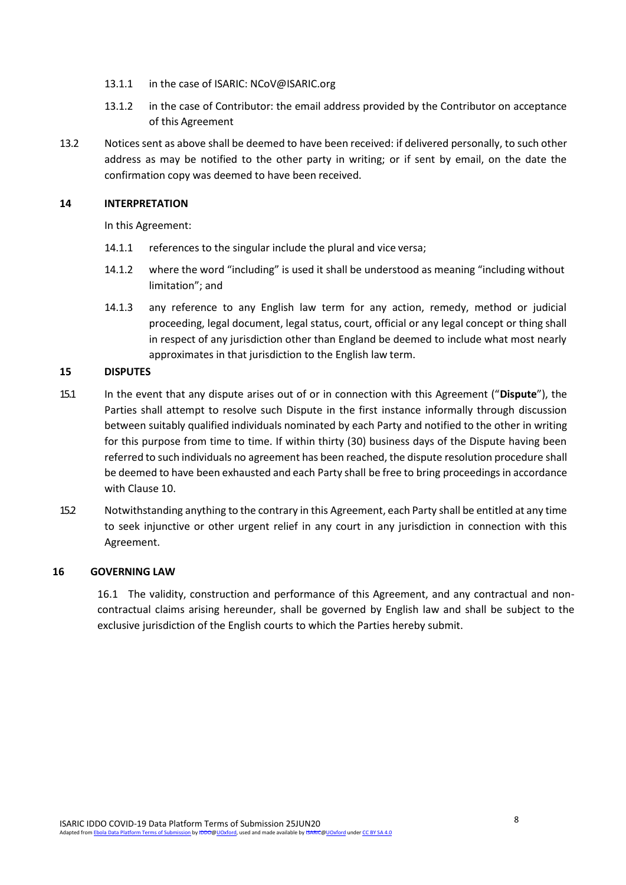13.1.1 in the case of ISARIC: NCoV@ISARIC.org

13.1.2 in the case of Contributor: the email address provided by the Contributor on acceptance of this Agreement

13.2 Notices sent as above shall be deemed to have been received: if delivered personally, to such other address as may be notified to the other party in writing; or if sent by email, on the date the confirmation copy was deemed to have been received.

## 14 INTERPRETATION

In this Agreement:

14.1.1 references to the singular include the plural and vice versa;

14.1.2 where the word "including" is used it shall be understood as meaning "including without limitation"; and

14.1.3 any reference to any English law term for any action, remedy, method or judicial proceeding, legal document, legal status, court, official or any legal concept or thing shall in respect of any jurisdiction other than England be deemed to include what most nearly approximates in that jurisdiction to the English law term.

## 15 DISPUTES

15.1 In the event that any dispute arises out of or in connection with this Agreement ("**Dispute**"), the Parties shall attempt to resolve such Dispute in the first instance informally through discussion between suitably qualified individuals nominated by each Party and notified to the other in writing for this purpose from time to time. If within thirty (30) business days of the Dispute having been referred to such individuals no agreement has been reached, the dispute resolution procedure shall be deemed to have been exhausted and each Party shall be free to bring proceedings in accordance with Clause 10.

15.2 Notwithstanding anything to the contrary in this Agreement, each Party shall be entitled at any time to seek injunctive or other urgent relief in any court in any jurisdiction in connection with this Agreement.

## 16 GOVERNING LAW

16.1 The validity, construction and performance of this Agreement, and any contractual and non-contractual claims arising hereunder, shall be governed by English law and shall be subject to the exclusive jurisdiction of the English courts to which the Parties hereby submit.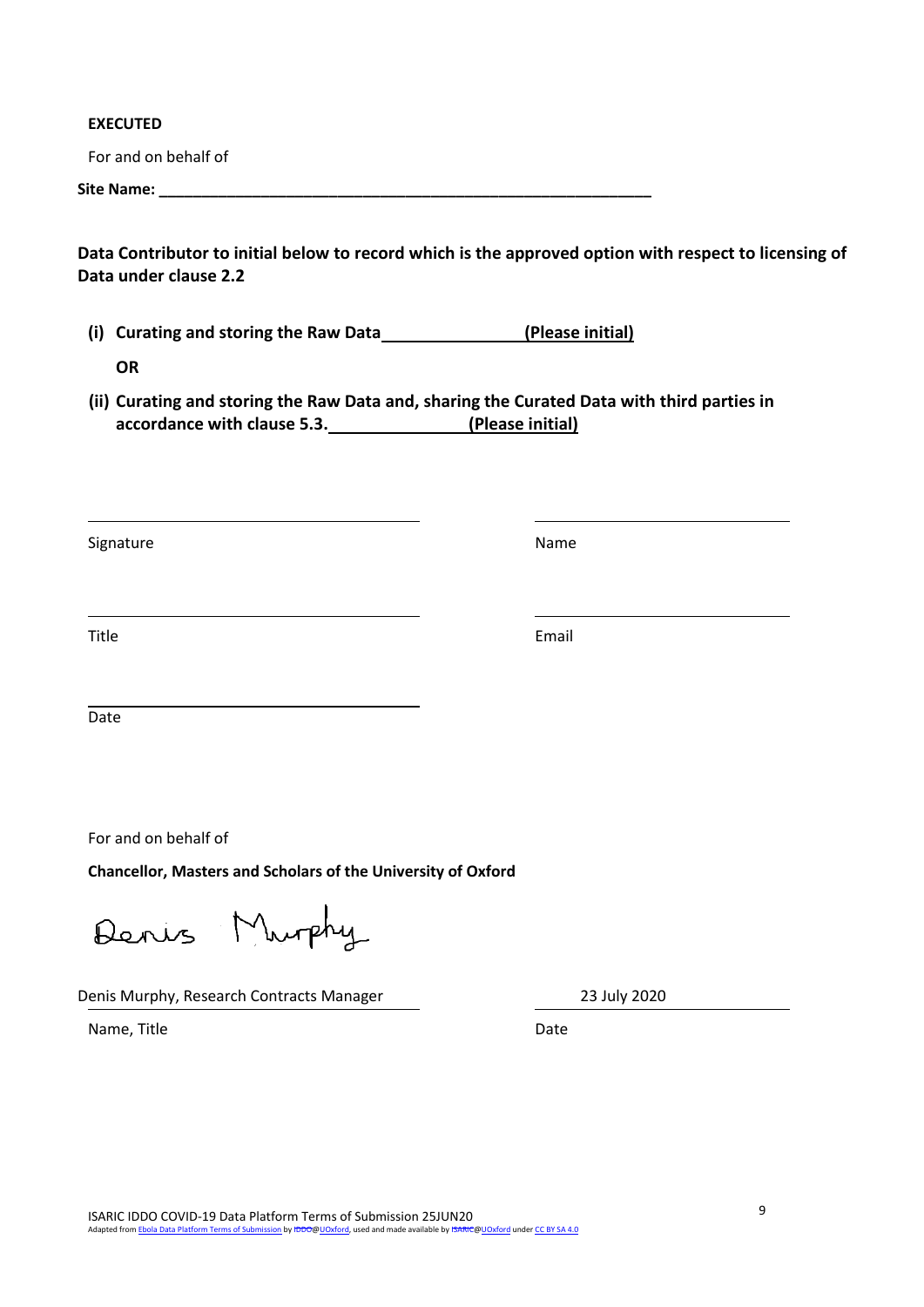**EXECUTED**

For and on behalf of

**Site Name: \_\_\_\_\_\_\_\_\_\_\_\_\_\_\_\_\_\_\_\_\_\_\_\_\_\_\_\_\_\_\_\_\_\_\_\_\_\_\_\_\_\_\_\_\_\_\_\_\_\_\_\_\_\_\_\_\_\_\_\_**

**Data Contributor to initial below to record which is the approved option with respect to licensing of Data under clause 2.2**

**(i) Curating and storing the Raw Data \_\_\_\_\_\_\_\_\_\_\_\_\_\_\_\_ (Please initial)**

**OR**

**(ii) Curating and storing the Raw Data and, sharing the Curated Data with third parties in accordance with clause 5.3. \_\_\_\_\_\_\_\_\_\_\_\_\_\_\_\_ (Please initial)**

\_\_\_\_\_\_\_\_\_\_\_\_\_\_\_\_\_\_\_\_\_\_\_\_\_\_\_\_\_\_\_\_\_\_\_\_\_\_ \_\_\_\_\_\_\_\_\_\_\_\_\_\_\_\_\_\_\_\_\_\_\_\_\_\_\_\_\_\_\_\_

Signature Name

\_\_\_\_\_\_\_\_\_\_\_\_\_\_\_\_\_\_\_\_\_\_\_\_\_\_\_\_\_\_\_\_\_\_\_\_\_\_ \_\_\_\_\_\_\_\_\_\_\_\_\_\_\_\_\_\_\_\_\_\_\_\_\_\_\_\_\_\_\_\_

Title Email

\_\_\_\_\_\_\_\_\_\_\_\_\_\_\_\_\_\_\_\_\_\_\_\_\_\_\_\_\_\_\_\_\_\_\_\_\_\_

Date

For and on behalf of

**Chancellor, Masters and Scholars of the University of Oxford**

Denis Murphy

Denis Murphy, Research Contracts Manager 23 July 2020

Name, Title Date

ISARIC IDDO COVID-19 Data Platform Terms of Submission 25JUN20
Adapted from Ebola Data Platform Terms of Submission by IDDO@UOxford, used and made available by ISARIC@UOxford under CC BY SA 4.0